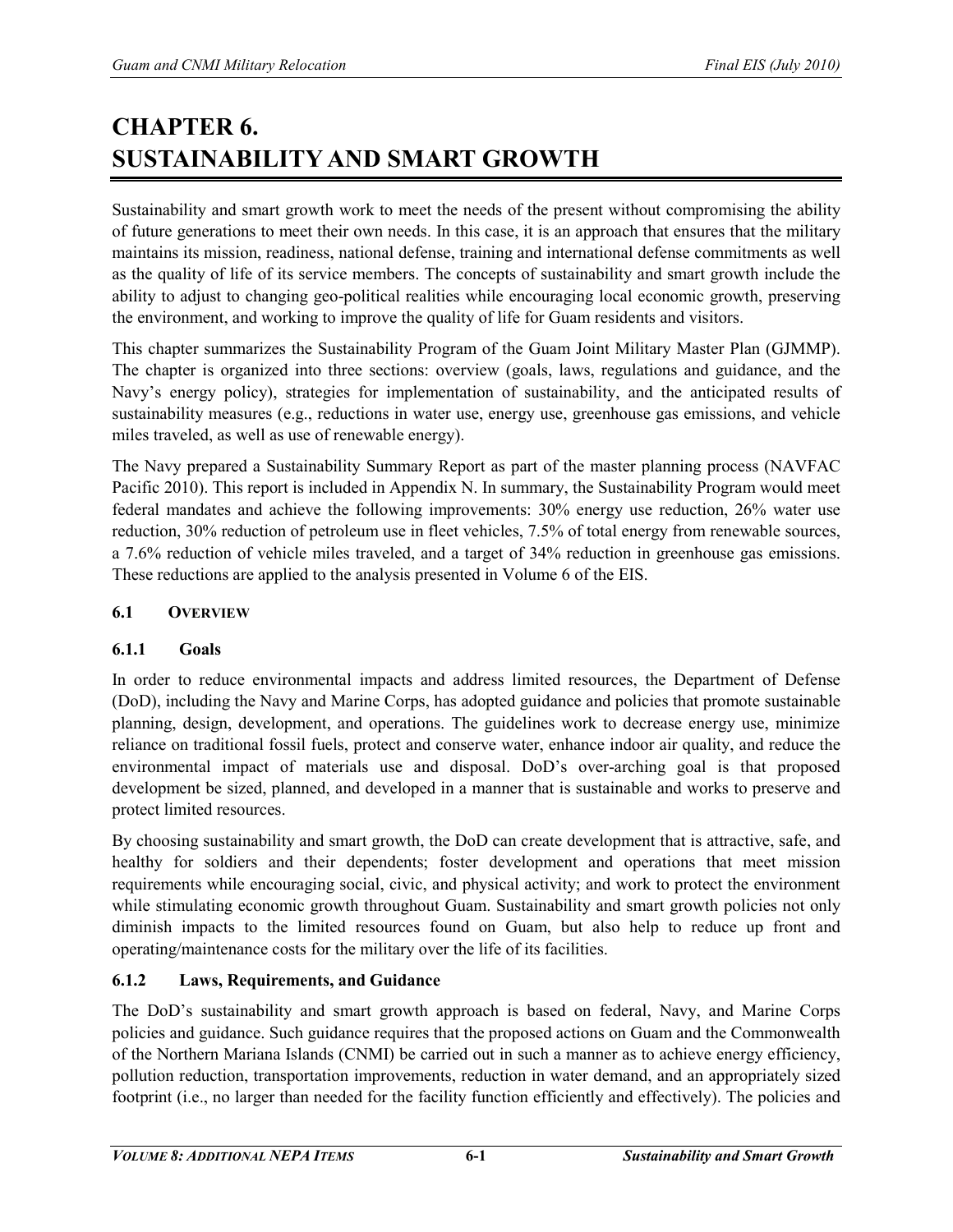# CHAPTER 6. SUSTAINABILITY AND SMART GROWTH

Sustainability and smart growth work to meet the needs of the present without compromising the ability of future generations to meet their own needs. In this case, it is an approach that ensures that the military maintains its mission, readiness, national defense, training and international defense commitments as well as the quality of life of its service members. The concepts of sustainability and smart growth include the ability to adjust to changing geo-political realities while encouraging local economic growth, preserving the environment, and working to improve the quality of life for Guam residents and visitors.

This chapter summarizes the Sustainability Program of the Guam Joint Military Master Plan (GJMMP). The chapter is organized into three sections: overview (goals, laws, regulations and guidance, and the Navy's energy policy), strategies for implementation of sustainability, and the anticipated results of sustainability measures (e.g., reductions in water use, energy use, greenhouse gas emissions, and vehicle miles traveled, as well as use of renewable energy).

The Navy prepared a Sustainability Summary Report as part of the master planning process (NAVFAC Pacific 2010). This report is included in Appendix N. In summary, the Sustainability Program would meet federal mandates and achieve the following improvements: 30% energy use reduction, 26% water use reduction, 30% reduction of petroleum use in fleet vehicles, 7.5% of total energy from renewable sources, a 7.6% reduction of vehicle miles traveled, and a target of 34% reduction in greenhouse gas emissions. These reductions are applied to the analysis presented in Volume 6 of the EIS.

## 6.1 OVERVIEW

### 6.1.1 Goals

In order to reduce environmental impacts and address limited resources, the Department of Defense (DoD), including the Navy and Marine Corps, has adopted guidance and policies that promote sustainable planning, design, development, and operations. The guidelines work to decrease energy use, minimize reliance on traditional fossil fuels, protect and conserve water, enhance indoor air quality, and reduce the environmental impact of materials use and disposal. DoD's over-arching goal is that proposed development be sized, planned, and developed in a manner that is sustainable and works to preserve and protect limited resources.

By choosing sustainability and smart growth, the DoD can create development that is attractive, safe, and healthy for soldiers and their dependents; foster development and operations that meet mission requirements while encouraging social, civic, and physical activity; and work to protect the environment while stimulating economic growth throughout Guam. Sustainability and smart growth policies not only diminish impacts to the limited resources found on Guam, but also help to reduce up front and operating/maintenance costs for the military over the life of its facilities.

### 6.1.2 Laws, Requirements, and Guidance

The DoD's sustainability and smart growth approach is based on federal, Navy, and Marine Corps policies and guidance. Such guidance requires that the proposed actions on Guam and the Commonwealth of the Northern Mariana Islands (CNMI) be carried out in such a manner as to achieve energy efficiency, pollution reduction, transportation improvements, reduction in water demand, and an appropriately sized footprint (i.e., no larger than needed for the facility function efficiently and effectively). The policies and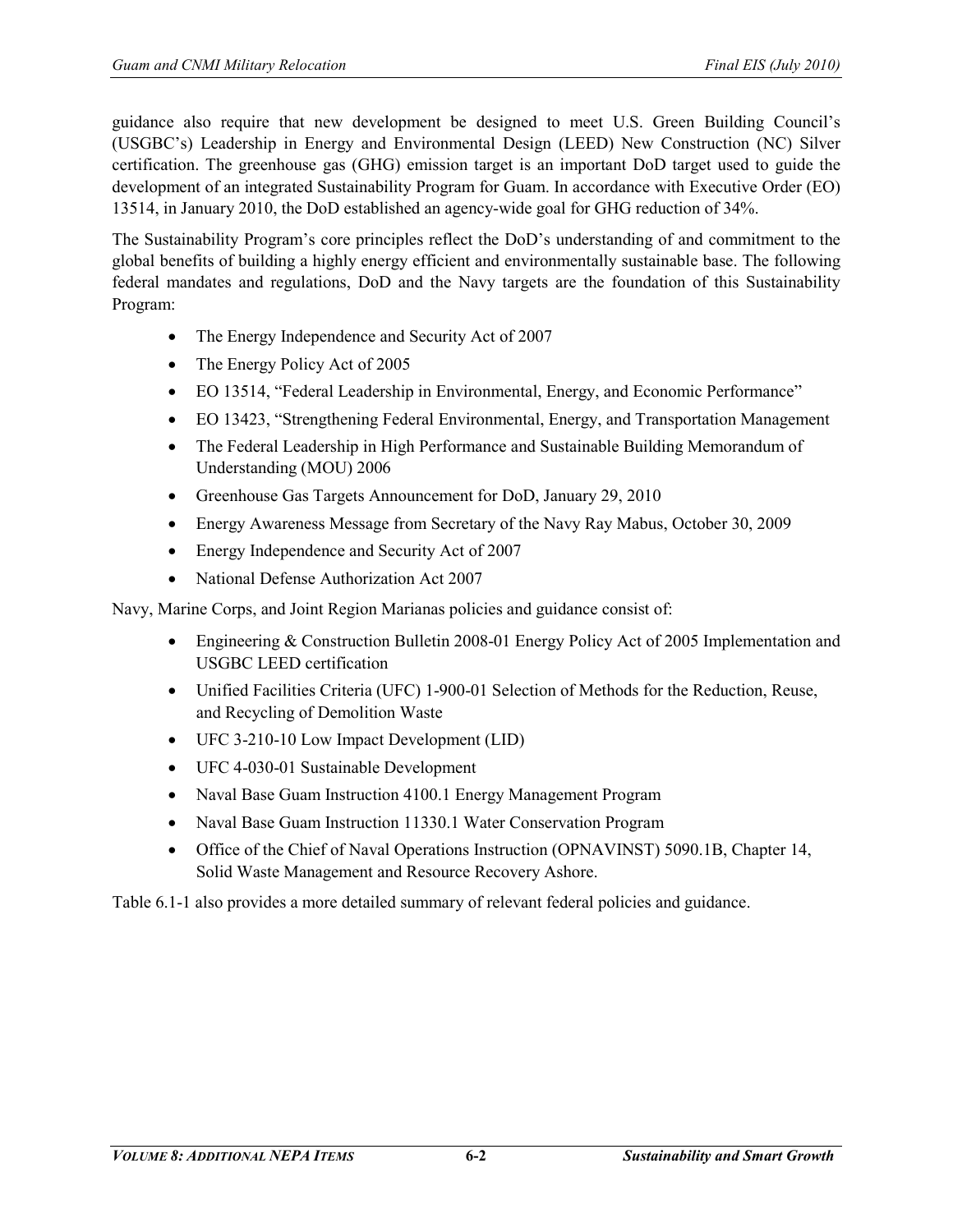guidance also require that new development be designed to meet U.S. Green Building Council's (USGBC's) Leadership in Energy and Environmental Design (LEED) New Construction (NC) Silver certification. The greenhouse gas (GHG) emission target is an important DoD target used to guide the development of an integrated Sustainability Program for Guam. In accordance with Executive Order (EO) 13514, in January 2010, the DoD established an agency-wide goal for GHG reduction of 34%.

The Sustainability Program's core principles reflect the DoD's understanding of and commitment to the global benefits of building a highly energy efficient and environmentally sustainable base. The following federal mandates and regulations, DoD and the Navy targets are the foundation of this Sustainability Program:

- The Energy Independence and Security Act of 2007
- The Energy Policy Act of 2005
- EO 13514, "Federal Leadership in Environmental, Energy, and Economic Performance"
- EO 13423, "Strengthening Federal Environmental, Energy, and Transportation Management
- The Federal Leadership in High Performance and Sustainable Building Memorandum of Understanding (MOU) 2006
- Greenhouse Gas Targets Announcement for DoD, January 29, 2010
- Energy Awareness Message from Secretary of the Navy Ray Mabus, October 30, 2009
- Energy Independence and Security Act of 2007
- National Defense Authorization Act 2007

Navy, Marine Corps, and Joint Region Marianas policies and guidance consist of:

- Engineering & Construction Bulletin 2008-01 Energy Policy Act of 2005 Implementation and USGBC LEED certification
- Unified Facilities Criteria (UFC) 1-900-01 Selection of Methods for the Reduction, Reuse, and Recycling of Demolition Waste
- UFC 3-210-10 Low Impact Development (LID)
- UFC 4-030-01 Sustainable Development
- Naval Base Guam Instruction 4100.1 Energy Management Program
- Naval Base Guam Instruction 11330.1 Water Conservation Program
- Office of the Chief of Naval Operations Instruction (OPNAVINST) 5090.1B, Chapter 14, Solid Waste Management and Resource Recovery Ashore.

Table 6.1-1 also provides a more detailed summary of relevant federal policies and guidance.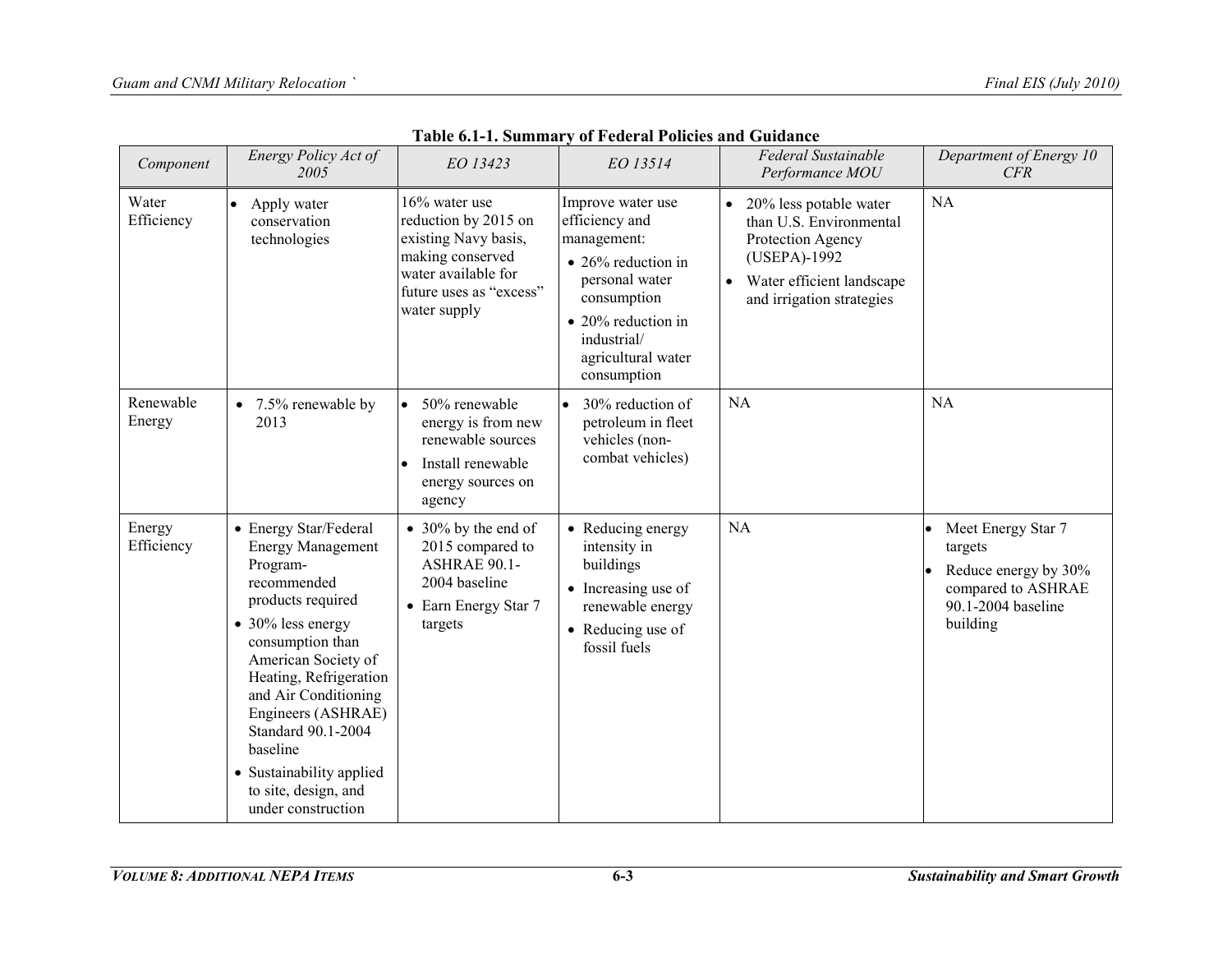**Table 6.1-1. Summary of Federal Policies and Guidance**

| *Component* | *Energy Policy Act of 2005* | *EO 13423* | *EO 13514* | *Federal Sustainable Performance MOU* | *Department of Energy 10 CFR* |
|---|---|---|---|---|---|
| Water Efficiency | • Apply water conservation technologies | 16% water use reduction by 2015 on existing Navy basis, making conserved water available for future uses as "excess" water supply | Improve water use efficiency and management: • 26% reduction in personal water consumption • 20% reduction in industrial/ agricultural water consumption | • 20% less potable water than U.S. Environmental Protection Agency (USEPA)-1992 • Water efficient landscape and irrigation strategies | NA |
| Renewable Energy | • 7.5% renewable by 2013 | • 50% renewable energy is from new renewable sources • Install renewable energy sources on agency | • 30% reduction of petroleum in fleet vehicles (non-combat vehicles) | NA | NA |
| Energy Efficiency | • Energy Star/Federal Energy Management Program-recommended products required • 30% less energy consumption than American Society of Heating, Refrigeration and Air Conditioning Engineers (ASHRAE) Standard 90.1-2004 baseline • Sustainability applied to site, design, and under construction | • 30% by the end of 2015 compared to ASHRAE 90.1-2004 baseline • Earn Energy Star 7 targets | • Reducing energy intensity in buildings • Increasing use of renewable energy • Reducing use of fossil fuels | NA | • Meet Energy Star 7 targets • Reduce energy by 30% compared to ASHRAE 90.1-2004 baseline building |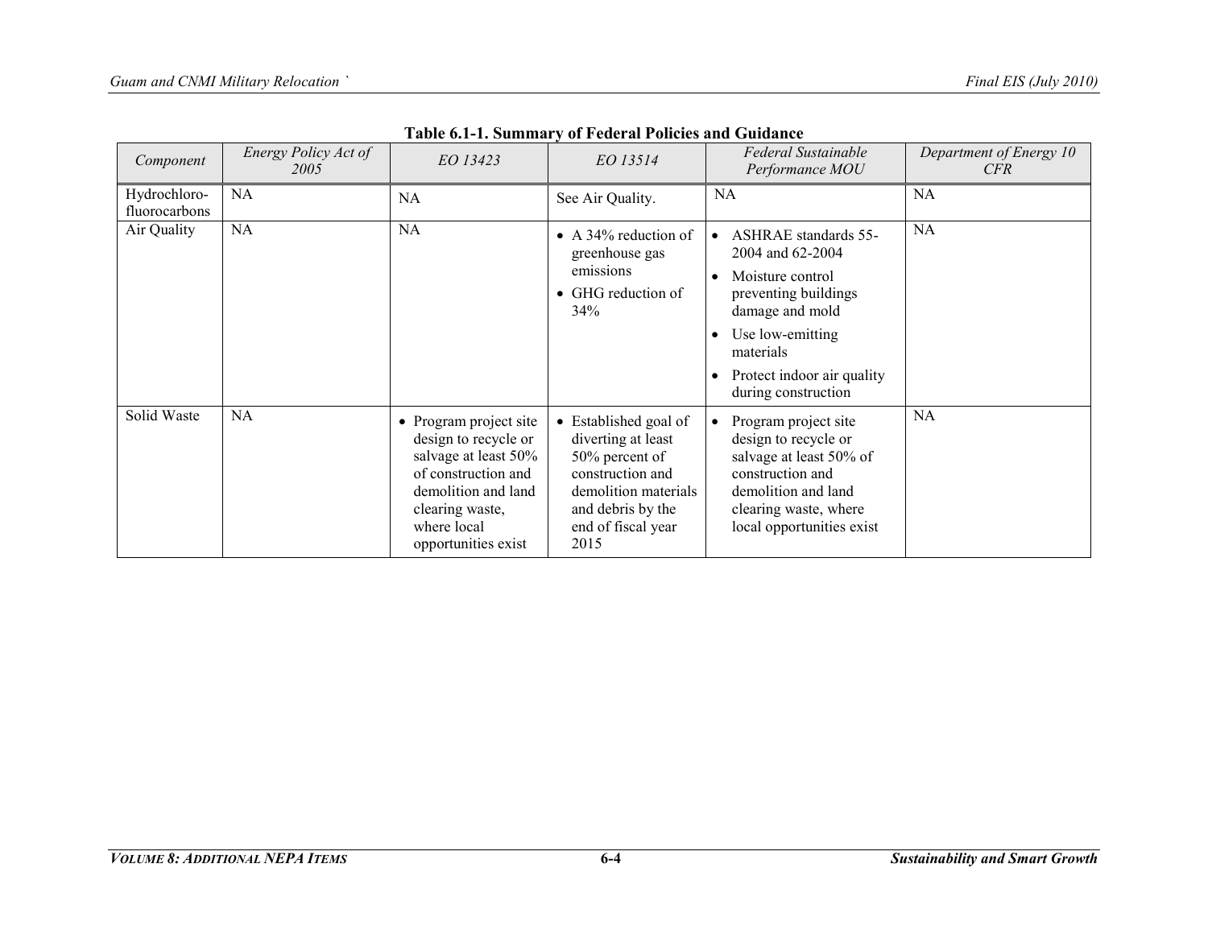**Table 6.1-1. Summary of Federal Policies and Guidance**

| *Component* | *Energy Policy Act of 2005* | *EO 13423* | *EO 13514* | *Federal Sustainable Performance MOU* | *Department of Energy 10 CFR* |
|---|---|---|---|---|---|
| Hydrochloro-fluorocarbons | NA | NA | See Air Quality. | NA | NA |
| Air Quality | NA | NA | • A 34% reduction of greenhouse gas emissions<br>• GHG reduction of 34% | • ASHRAE standards 55-2004 and 62-2004<br>• Moisture control preventing buildings damage and mold<br>• Use low-emitting materials<br>• Protect indoor air quality during construction | NA |
| Solid Waste | NA | • Program project site design to recycle or salvage at least 50% of construction and demolition and land clearing waste, where local opportunities exist | • Established goal of diverting at least 50% percent of construction and demolition materials and debris by the end of fiscal year 2015 | • Program project site design to recycle or salvage at least 50% of construction and demolition and land clearing waste, where local opportunities exist | NA |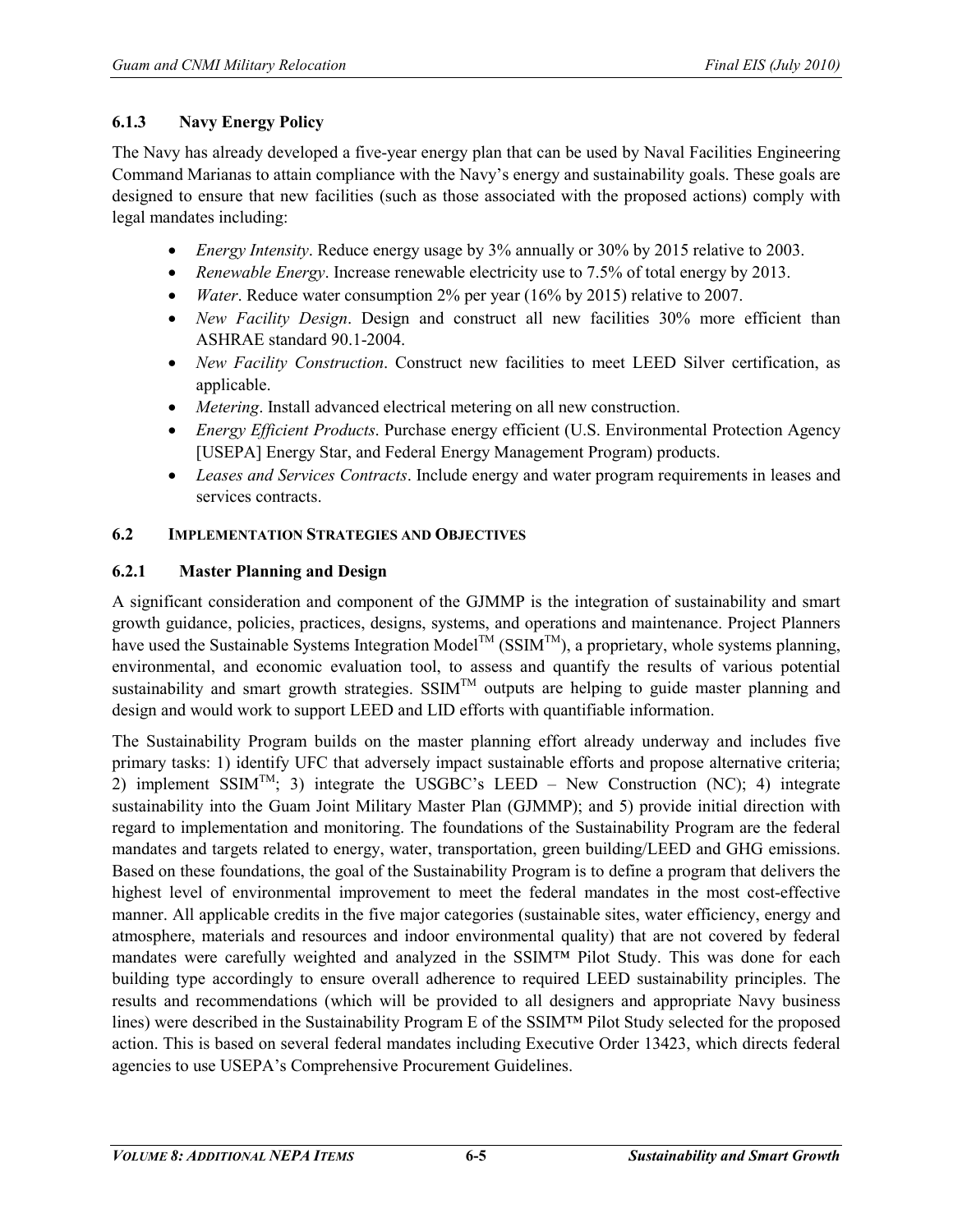### 6.1.3 Navy Energy Policy

The Navy has already developed a five-year energy plan that can be used by Naval Facilities Engineering Command Marianas to attain compliance with the Navy's energy and sustainability goals. These goals are designed to ensure that new facilities (such as those associated with the proposed actions) comply with legal mandates including:

- *Energy Intensity*. Reduce energy usage by 3% annually or 30% by 2015 relative to 2003.
- *Renewable Energy*. Increase renewable electricity use to 7.5% of total energy by 2013.
- *Water*. Reduce water consumption 2% per year (16% by 2015) relative to 2007.
- *New Facility Design*. Design and construct all new facilities 30% more efficient than ASHRAE standard 90.1-2004.
- *New Facility Construction*. Construct new facilities to meet LEED Silver certification, as applicable.
- *Metering*. Install advanced electrical metering on all new construction.
- *Energy Efficient Products*. Purchase energy efficient (U.S. Environmental Protection Agency [USEPA] Energy Star, and Federal Energy Management Program) products.
- *Leases and Services Contracts*. Include energy and water program requirements in leases and services contracts.

## 6.2 Implementation Strategies and Objectives

### 6.2.1 Master Planning and Design

A significant consideration and component of the GJMMP is the integration of sustainability and smart growth guidance, policies, practices, designs, systems, and operations and maintenance. Project Planners have used the Sustainable Systems Integration Model™ (SSIM™), a proprietary, whole systems planning, environmental, and economic evaluation tool, to assess and quantify the results of various potential sustainability and smart growth strategies. SSIM™ outputs are helping to guide master planning and design and would work to support LEED and LID efforts with quantifiable information.

The Sustainability Program builds on the master planning effort already underway and includes five primary tasks: 1) identify UFC that adversely impact sustainable efforts and propose alternative criteria; 2) implement SSIM™; 3) integrate the USGBC's LEED – New Construction (NC); 4) integrate sustainability into the Guam Joint Military Master Plan (GJMMP); and 5) provide initial direction with regard to implementation and monitoring. The foundations of the Sustainability Program are the federal mandates and targets related to energy, water, transportation, green building/LEED and GHG emissions. Based on these foundations, the goal of the Sustainability Program is to define a program that delivers the highest level of environmental improvement to meet the federal mandates in the most cost-effective manner. All applicable credits in the five major categories (sustainable sites, water efficiency, energy and atmosphere, materials and resources and indoor environmental quality) that are not covered by federal mandates were carefully weighted and analyzed in the SSIM™ Pilot Study. This was done for each building type accordingly to ensure overall adherence to required LEED sustainability principles. The results and recommendations (which will be provided to all designers and appropriate Navy business lines) were described in the Sustainability Program E of the SSIM™ Pilot Study selected for the proposed action. This is based on several federal mandates including Executive Order 13423, which directs federal agencies to use USEPA's Comprehensive Procurement Guidelines.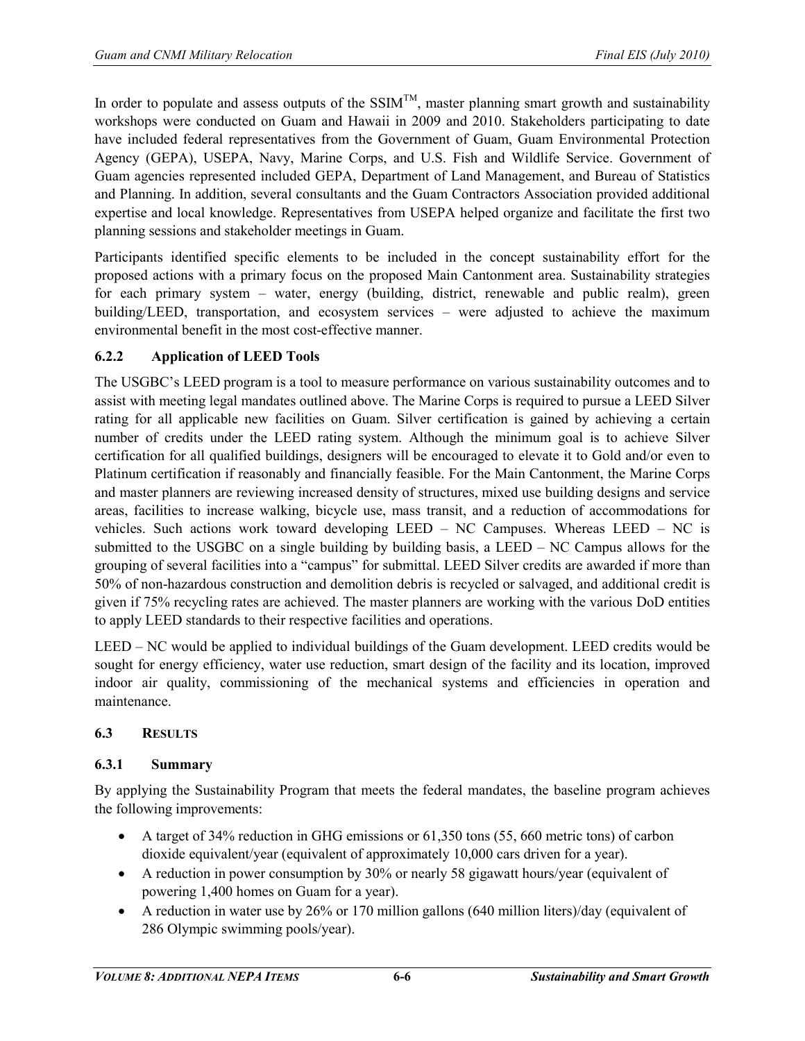In order to populate and assess outputs of the SSIM™, master planning smart growth and sustainability workshops were conducted on Guam and Hawaii in 2009 and 2010. Stakeholders participating to date have included federal representatives from the Government of Guam, Guam Environmental Protection Agency (GEPA), USEPA, Navy, Marine Corps, and U.S. Fish and Wildlife Service. Government of Guam agencies represented included GEPA, Department of Land Management, and Bureau of Statistics and Planning. In addition, several consultants and the Guam Contractors Association provided additional expertise and local knowledge. Representatives from USEPA helped organize and facilitate the first two planning sessions and stakeholder meetings in Guam.

Participants identified specific elements to be included in the concept sustainability effort for the proposed actions with a primary focus on the proposed Main Cantonment area. Sustainability strategies for each primary system – water, energy (building, district, renewable and public realm), green building/LEED, transportation, and ecosystem services – were adjusted to achieve the maximum environmental benefit in the most cost-effective manner.

### 6.2.2 Application of LEED Tools

The USGBC's LEED program is a tool to measure performance on various sustainability outcomes and to assist with meeting legal mandates outlined above. The Marine Corps is required to pursue a LEED Silver rating for all applicable new facilities on Guam. Silver certification is gained by achieving a certain number of credits under the LEED rating system. Although the minimum goal is to achieve Silver certification for all qualified buildings, designers will be encouraged to elevate it to Gold and/or even to Platinum certification if reasonably and financially feasible. For the Main Cantonment, the Marine Corps and master planners are reviewing increased density of structures, mixed use building designs and service areas, facilities to increase walking, bicycle use, mass transit, and a reduction of accommodations for vehicles. Such actions work toward developing LEED – NC Campuses. Whereas LEED – NC is submitted to the USGBC on a single building by building basis, a LEED – NC Campus allows for the grouping of several facilities into a "campus" for submittal. LEED Silver credits are awarded if more than 50% of non-hazardous construction and demolition debris is recycled or salvaged, and additional credit is given if 75% recycling rates are achieved. The master planners are working with the various DoD entities to apply LEED standards to their respective facilities and operations.

LEED – NC would be applied to individual buildings of the Guam development. LEED credits would be sought for energy efficiency, water use reduction, smart design of the facility and its location, improved indoor air quality, commissioning of the mechanical systems and efficiencies in operation and maintenance.

## 6.3 RESULTS

### 6.3.1 Summary

By applying the Sustainability Program that meets the federal mandates, the baseline program achieves the following improvements:

- A target of 34% reduction in GHG emissions or 61,350 tons (55, 660 metric tons) of carbon dioxide equivalent/year (equivalent of approximately 10,000 cars driven for a year).
- A reduction in power consumption by 30% or nearly 58 gigawatt hours/year (equivalent of powering 1,400 homes on Guam for a year).
- A reduction in water use by 26% or 170 million gallons (640 million liters)/day (equivalent of 286 Olympic swimming pools/year).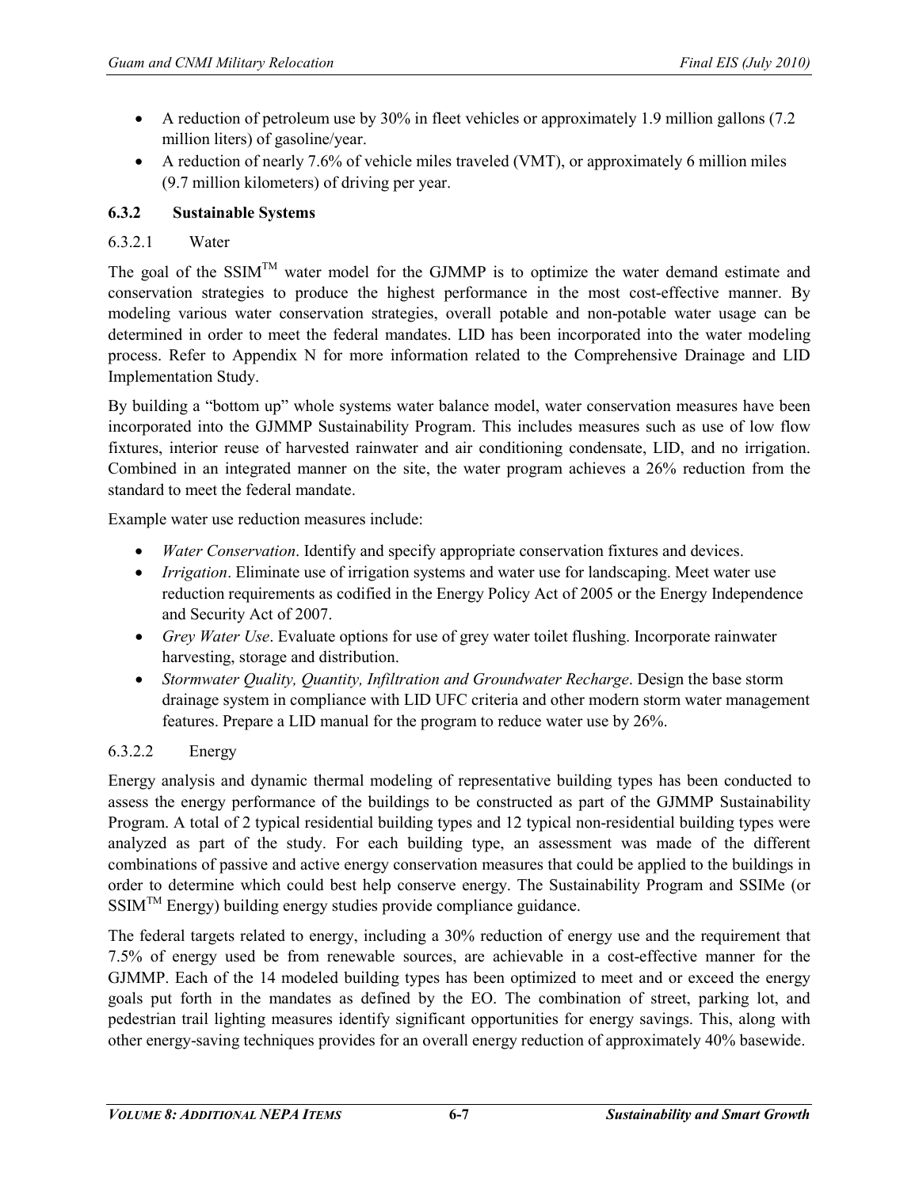- A reduction of petroleum use by 30% in fleet vehicles or approximately 1.9 million gallons (7.2 million liters) of gasoline/year.
- A reduction of nearly 7.6% of vehicle miles traveled (VMT), or approximately 6 million miles (9.7 million kilometers) of driving per year.

### 6.3.2 Sustainable Systems

#### 6.3.2.1 Water

The goal of the SSIM™ water model for the GJMMP is to optimize the water demand estimate and conservation strategies to produce the highest performance in the most cost-effective manner. By modeling various water conservation strategies, overall potable and non-potable water usage can be determined in order to meet the federal mandates. LID has been incorporated into the water modeling process. Refer to Appendix N for more information related to the Comprehensive Drainage and LID Implementation Study.

By building a "bottom up" whole systems water balance model, water conservation measures have been incorporated into the GJMMP Sustainability Program. This includes measures such as use of low flow fixtures, interior reuse of harvested rainwater and air conditioning condensate, LID, and no irrigation. Combined in an integrated manner on the site, the water program achieves a 26% reduction from the standard to meet the federal mandate.

Example water use reduction measures include:

- *Water Conservation*. Identify and specify appropriate conservation fixtures and devices.
- *Irrigation*. Eliminate use of irrigation systems and water use for landscaping. Meet water use reduction requirements as codified in the Energy Policy Act of 2005 or the Energy Independence and Security Act of 2007.
- *Grey Water Use*. Evaluate options for use of grey water toilet flushing. Incorporate rainwater harvesting, storage and distribution.
- *Stormwater Quality, Quantity, Infiltration and Groundwater Recharge*. Design the base storm drainage system in compliance with LID UFC criteria and other modern storm water management features. Prepare a LID manual for the program to reduce water use by 26%.

#### 6.3.2.2 Energy

Energy analysis and dynamic thermal modeling of representative building types has been conducted to assess the energy performance of the buildings to be constructed as part of the GJMMP Sustainability Program. A total of 2 typical residential building types and 12 typical non-residential building types were analyzed as part of the study. For each building type, an assessment was made of the different combinations of passive and active energy conservation measures that could be applied to the buildings in order to determine which could best help conserve energy. The Sustainability Program and SSIMe (or SSIM™ Energy) building energy studies provide compliance guidance.

The federal targets related to energy, including a 30% reduction of energy use and the requirement that 7.5% of energy used be from renewable sources, are achievable in a cost-effective manner for the GJMMP. Each of the 14 modeled building types has been optimized to meet and or exceed the energy goals put forth in the mandates as defined by the EO. The combination of street, parking lot, and pedestrian trail lighting measures identify significant opportunities for energy savings. This, along with other energy-saving techniques provides for an overall energy reduction of approximately 40% basewide.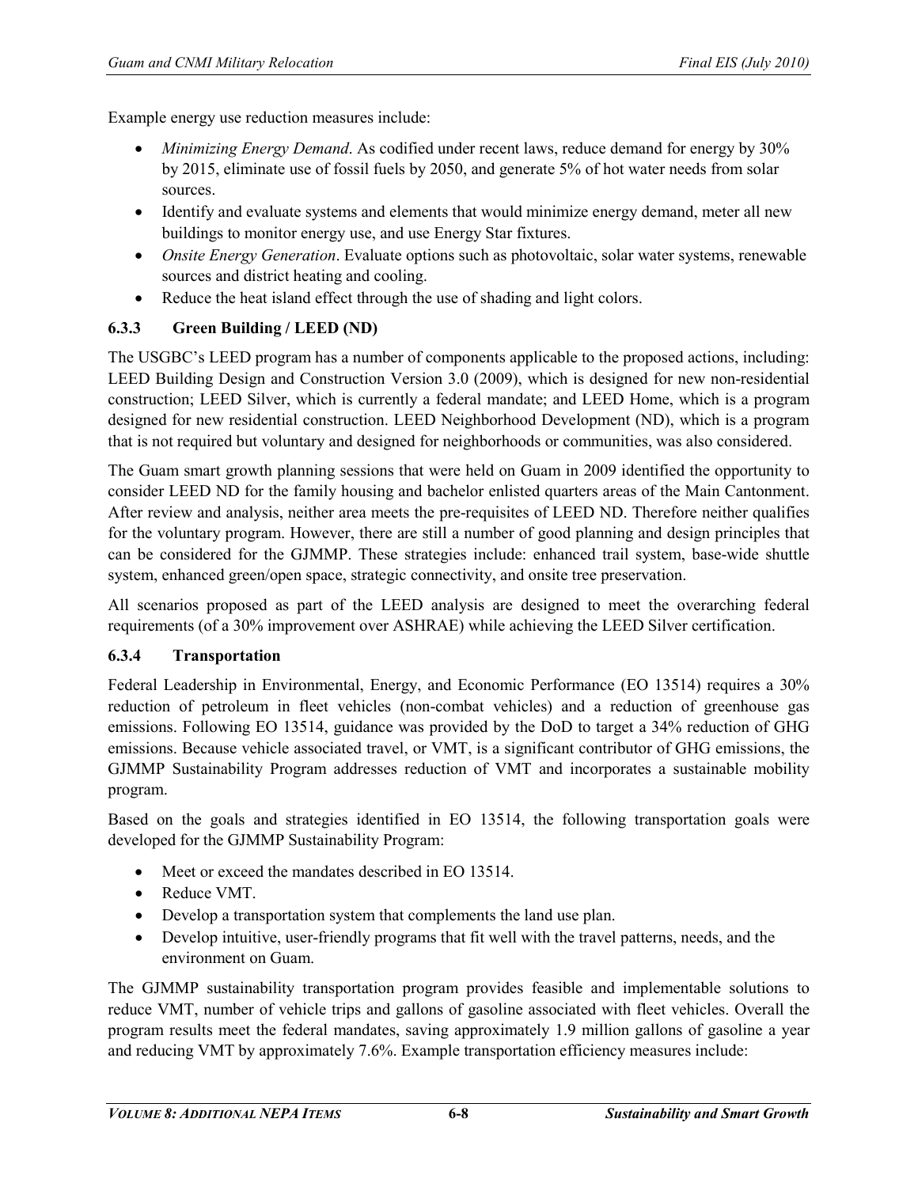Example energy use reduction measures include:

- *Minimizing Energy Demand*. As codified under recent laws, reduce demand for energy by 30% by 2015, eliminate use of fossil fuels by 2050, and generate 5% of hot water needs from solar sources.
- Identify and evaluate systems and elements that would minimize energy demand, meter all new buildings to monitor energy use, and use Energy Star fixtures.
- *Onsite Energy Generation*. Evaluate options such as photovoltaic, solar water systems, renewable sources and district heating and cooling.
- Reduce the heat island effect through the use of shading and light colors.

### 6.3.3 Green Building / LEED (ND)

The USGBC's LEED program has a number of components applicable to the proposed actions, including: LEED Building Design and Construction Version 3.0 (2009), which is designed for new non-residential construction; LEED Silver, which is currently a federal mandate; and LEED Home, which is a program designed for new residential construction. LEED Neighborhood Development (ND), which is a program that is not required but voluntary and designed for neighborhoods or communities, was also considered.

The Guam smart growth planning sessions that were held on Guam in 2009 identified the opportunity to consider LEED ND for the family housing and bachelor enlisted quarters areas of the Main Cantonment. After review and analysis, neither area meets the pre-requisites of LEED ND. Therefore neither qualifies for the voluntary program. However, there are still a number of good planning and design principles that can be considered for the GJMMP. These strategies include: enhanced trail system, base-wide shuttle system, enhanced green/open space, strategic connectivity, and onsite tree preservation.

All scenarios proposed as part of the LEED analysis are designed to meet the overarching federal requirements (of a 30% improvement over ASHRAE) while achieving the LEED Silver certification.

### 6.3.4 Transportation

Federal Leadership in Environmental, Energy, and Economic Performance (EO 13514) requires a 30% reduction of petroleum in fleet vehicles (non-combat vehicles) and a reduction of greenhouse gas emissions. Following EO 13514, guidance was provided by the DoD to target a 34% reduction of GHG emissions. Because vehicle associated travel, or VMT, is a significant contributor of GHG emissions, the GJMMP Sustainability Program addresses reduction of VMT and incorporates a sustainable mobility program.

Based on the goals and strategies identified in EO 13514, the following transportation goals were developed for the GJMMP Sustainability Program:

- Meet or exceed the mandates described in EO 13514.
- Reduce VMT.
- Develop a transportation system that complements the land use plan.
- Develop intuitive, user-friendly programs that fit well with the travel patterns, needs, and the environment on Guam.

The GJMMP sustainability transportation program provides feasible and implementable solutions to reduce VMT, number of vehicle trips and gallons of gasoline associated with fleet vehicles. Overall the program results meet the federal mandates, saving approximately 1.9 million gallons of gasoline a year and reducing VMT by approximately 7.6%. Example transportation efficiency measures include: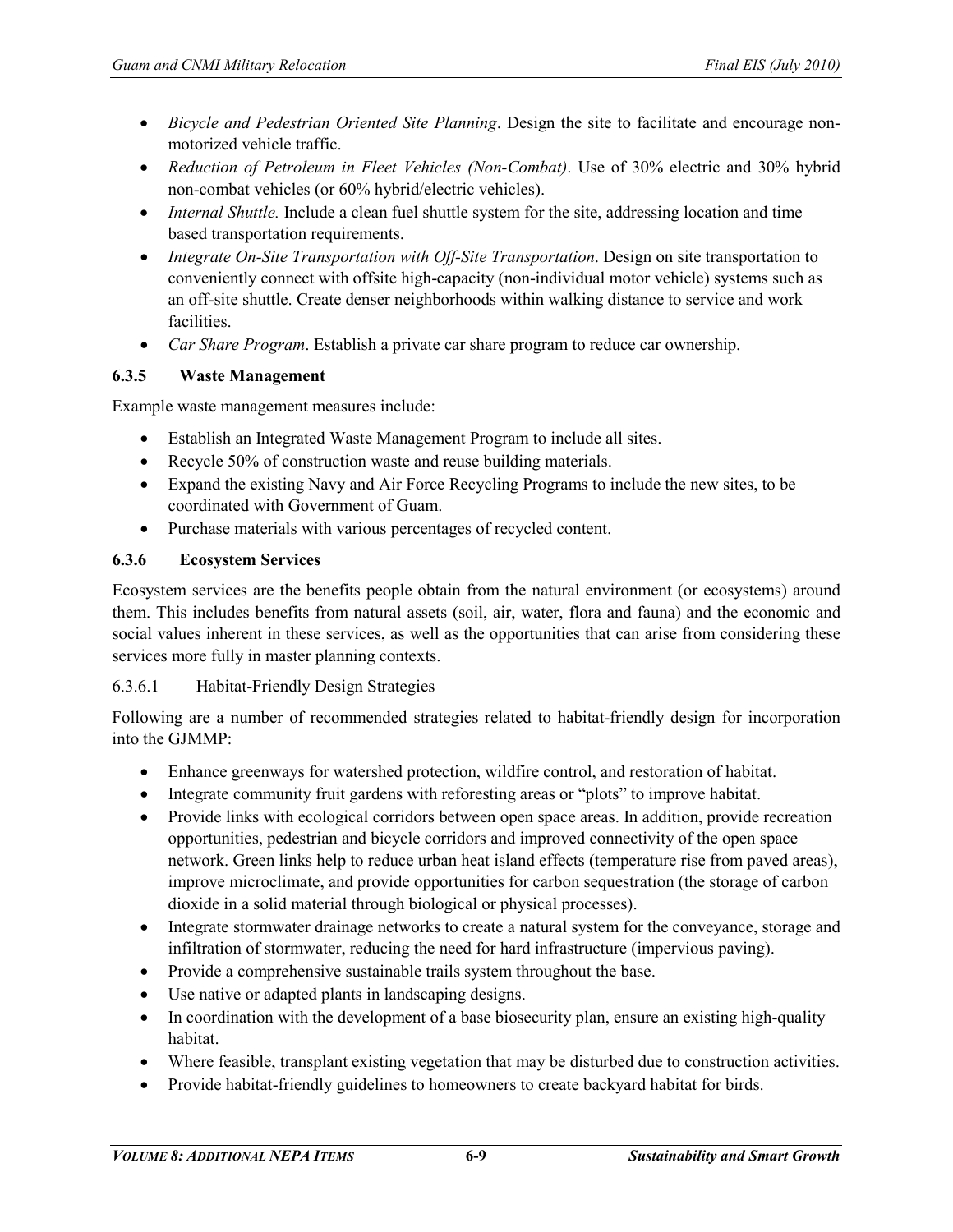- *Bicycle and Pedestrian Oriented Site Planning*. Design the site to facilitate and encourage non-motorized vehicle traffic.
- *Reduction of Petroleum in Fleet Vehicles (Non-Combat)*. Use of 30% electric and 30% hybrid non-combat vehicles (or 60% hybrid/electric vehicles).
- *Internal Shuttle.* Include a clean fuel shuttle system for the site, addressing location and time based transportation requirements.
- *Integrate On-Site Transportation with Off-Site Transportation*. Design on site transportation to conveniently connect with offsite high-capacity (non-individual motor vehicle) systems such as an off-site shuttle. Create denser neighborhoods within walking distance to service and work facilities.
- *Car Share Program*. Establish a private car share program to reduce car ownership.

### 6.3.5 Waste Management

Example waste management measures include:

- Establish an Integrated Waste Management Program to include all sites.
- Recycle 50% of construction waste and reuse building materials.
- Expand the existing Navy and Air Force Recycling Programs to include the new sites, to be coordinated with Government of Guam.
- Purchase materials with various percentages of recycled content.

### 6.3.6 Ecosystem Services

Ecosystem services are the benefits people obtain from the natural environment (or ecosystems) around them. This includes benefits from natural assets (soil, air, water, flora and fauna) and the economic and social values inherent in these services, as well as the opportunities that can arise from considering these services more fully in master planning contexts.

#### 6.3.6.1 Habitat-Friendly Design Strategies

Following are a number of recommended strategies related to habitat-friendly design for incorporation into the GJMMP:

- Enhance greenways for watershed protection, wildfire control, and restoration of habitat.
- Integrate community fruit gardens with reforesting areas or "plots" to improve habitat.
- Provide links with ecological corridors between open space areas. In addition, provide recreation opportunities, pedestrian and bicycle corridors and improved connectivity of the open space network. Green links help to reduce urban heat island effects (temperature rise from paved areas), improve microclimate, and provide opportunities for carbon sequestration (the storage of carbon dioxide in a solid material through biological or physical processes).
- Integrate stormwater drainage networks to create a natural system for the conveyance, storage and infiltration of stormwater, reducing the need for hard infrastructure (impervious paving).
- Provide a comprehensive sustainable trails system throughout the base.
- Use native or adapted plants in landscaping designs.
- In coordination with the development of a base biosecurity plan, ensure an existing high-quality habitat.
- Where feasible, transplant existing vegetation that may be disturbed due to construction activities.
- Provide habitat-friendly guidelines to homeowners to create backyard habitat for birds.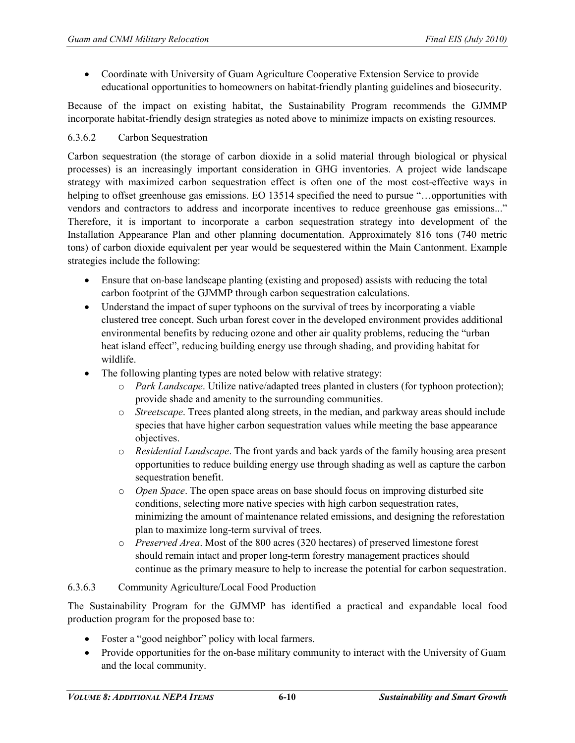- Coordinate with University of Guam Agriculture Cooperative Extension Service to provide educational opportunities to homeowners on habitat-friendly planting guidelines and biosecurity.

Because of the impact on existing habitat, the Sustainability Program recommends the GJMMP incorporate habitat-friendly design strategies as noted above to minimize impacts on existing resources.

#### 6.3.6.2 Carbon Sequestration

Carbon sequestration (the storage of carbon dioxide in a solid material through biological or physical processes) is an increasingly important consideration in GHG inventories. A project wide landscape strategy with maximized carbon sequestration effect is often one of the most cost-effective ways in helping to offset greenhouse gas emissions. EO 13514 specified the need to pursue "…opportunities with vendors and contractors to address and incorporate incentives to reduce greenhouse gas emissions..." Therefore, it is important to incorporate a carbon sequestration strategy into development of the Installation Appearance Plan and other planning documentation. Approximately 816 tons (740 metric tons) of carbon dioxide equivalent per year would be sequestered within the Main Cantonment. Example strategies include the following:

- Ensure that on-base landscape planting (existing and proposed) assists with reducing the total carbon footprint of the GJMMP through carbon sequestration calculations.
- Understand the impact of super typhoons on the survival of trees by incorporating a viable clustered tree concept. Such urban forest cover in the developed environment provides additional environmental benefits by reducing ozone and other air quality problems, reducing the "urban heat island effect", reducing building energy use through shading, and providing habitat for wildlife.
- The following planting types are noted below with relative strategy:
  - *Park Landscape*. Utilize native/adapted trees planted in clusters (for typhoon protection); provide shade and amenity to the surrounding communities.
  - *Streetscape*. Trees planted along streets, in the median, and parkway areas should include species that have higher carbon sequestration values while meeting the base appearance objectives.
  - *Residential Landscape*. The front yards and back yards of the family housing area present opportunities to reduce building energy use through shading as well as capture the carbon sequestration benefit.
  - *Open Space*. The open space areas on base should focus on improving disturbed site conditions, selecting more native species with high carbon sequestration rates, minimizing the amount of maintenance related emissions, and designing the reforestation plan to maximize long-term survival of trees.
  - *Preserved Area*. Most of the 800 acres (320 hectares) of preserved limestone forest should remain intact and proper long-term forestry management practices should continue as the primary measure to help to increase the potential for carbon sequestration.

#### 6.3.6.3 Community Agriculture/Local Food Production

The Sustainability Program for the GJMMP has identified a practical and expandable local food production program for the proposed base to:

- Foster a "good neighbor" policy with local farmers.
- Provide opportunities for the on-base military community to interact with the University of Guam and the local community.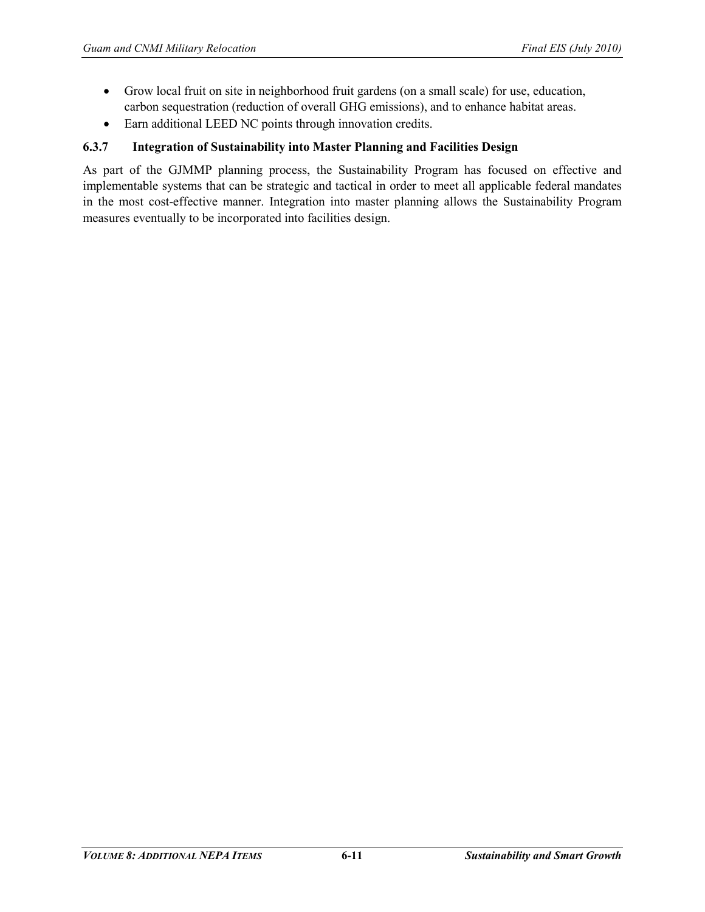- Grow local fruit on site in neighborhood fruit gardens (on a small scale) for use, education, carbon sequestration (reduction of overall GHG emissions), and to enhance habitat areas.
- Earn additional LEED NC points through innovation credits.

### 6.3.7 Integration of Sustainability into Master Planning and Facilities Design

As part of the GJMMP planning process, the Sustainability Program has focused on effective and implementable systems that can be strategic and tactical in order to meet all applicable federal mandates in the most cost-effective manner. Integration into master planning allows the Sustainability Program measures eventually to be incorporated into facilities design.